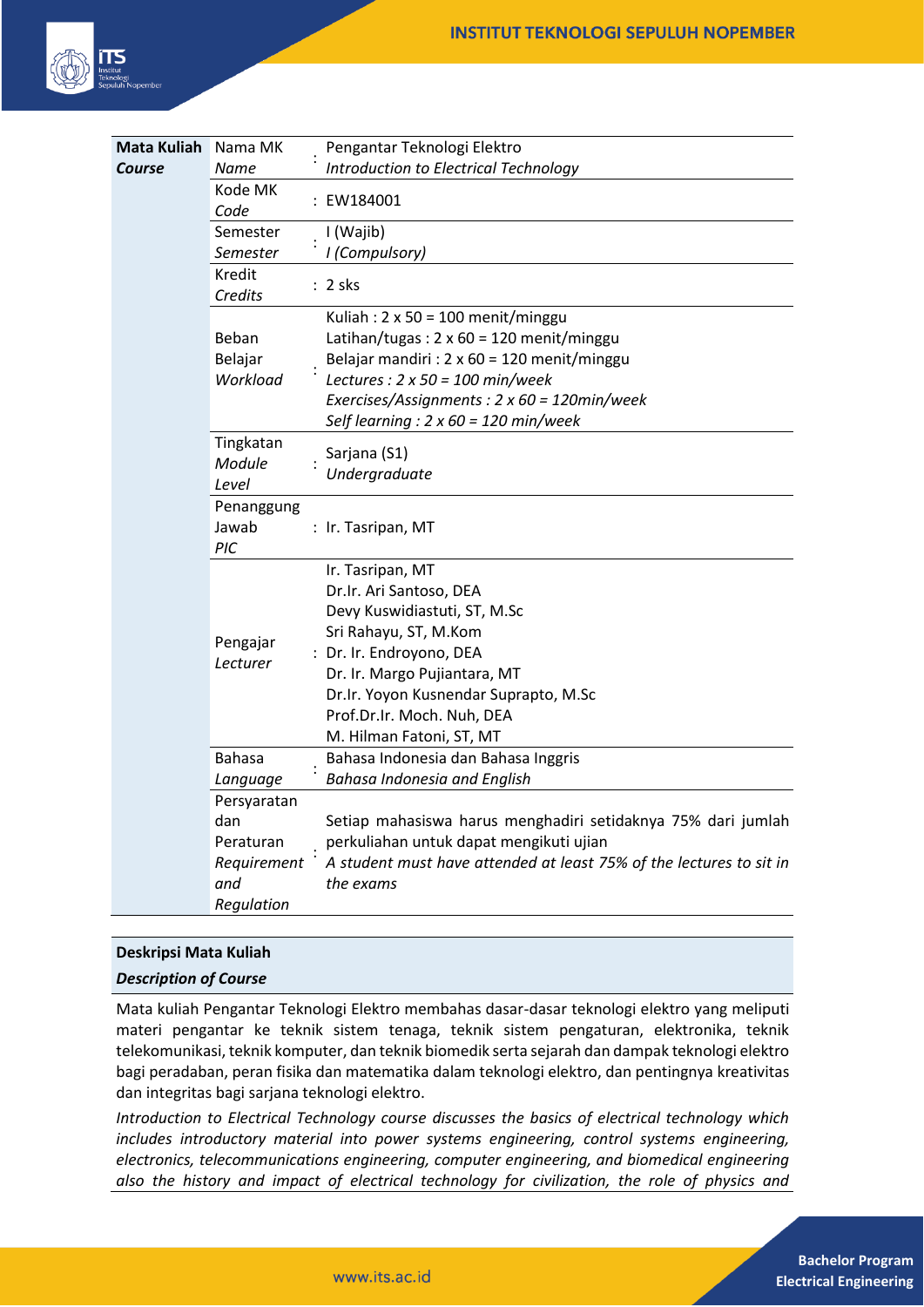| Mata Kuliah *Course* | | | |
|---|---|---|---|
| | Nama MK *Name* | : | Pengantar Teknologi Elektro *Introduction to Electrical Technology* |
| | Kode MK *Code* | : | EW184001 |
| | Semester *Semester* | : | I (Wajib) *I (Compulsory)* |
| | Kredit *Credits* | : | 2 sks |
| | Beban Belajar *Workload* | : | Kuliah : 2 x 50 = 100 menit/minggu<br>Latihan/tugas : 2 x 60 = 120 menit/minggu<br>Belajar mandiri : 2 x 60 = 120 menit/minggu<br>*Lectures : 2 x 50 = 100 min/week*<br>*Exercises/Assignments : 2 x 60 = 120min/week*<br>*Self learning : 2 x 60 = 120 min/week* |
| | Tingkatan *Module Level* | : | Sarjana (S1) *Undergraduate* |
| | Penanggung Jawab *PIC* | : | Ir. Tasripan, MT |
| | Pengajar *Lecturer* | : | Ir. Tasripan, MT<br>Dr.Ir. Ari Santoso, DEA<br>Devy Kuswidiastuti, ST, M.Sc<br>Sri Rahayu, ST, M.Kom<br>Dr. Ir. Endroyono, DEA<br>Dr. Ir. Margo Pujiantara, MT<br>Dr.Ir. Yoyon Kusnendar Suprapto, M.Sc<br>Prof.Dr.Ir. Moch. Nuh, DEA<br>M. Hilman Fatoni, ST, MT |
| | Bahasa *Language* | : | Bahasa Indonesia dan Bahasa Inggris *Bahasa Indonesia and English* |
| | Persyaratan dan Peraturan *Requirement and Regulation* | : | Setiap mahasiswa harus menghadiri setidaknya 75% dari jumlah perkuliahan untuk dapat mengikuti ujian *A student must have attended at least 75% of the lectures to sit in the exams* |

**Deskripsi Mata Kuliah**

***Description of Course***

Mata kuliah Pengantar Teknologi Elektro membahas dasar-dasar teknologi elektro yang meliputi materi pengantar ke teknik sistem tenaga, teknik sistem pengaturan, elektronika, teknik telekomunikasi, teknik komputer, dan teknik biomedik serta sejarah dan dampak teknologi elektro bagi peradaban, peran fisika dan matematika dalam teknologi elektro, dan pentingnya kreativitas dan integritas bagi sarjana teknologi elektro.

*Introduction to Electrical Technology course discusses the basics of electrical technology which includes introductory material into power systems engineering, control systems engineering, electronics, telecommunications engineering, computer engineering, and biomedical engineering also the history and impact of electrical technology for civilization, the role of physics and*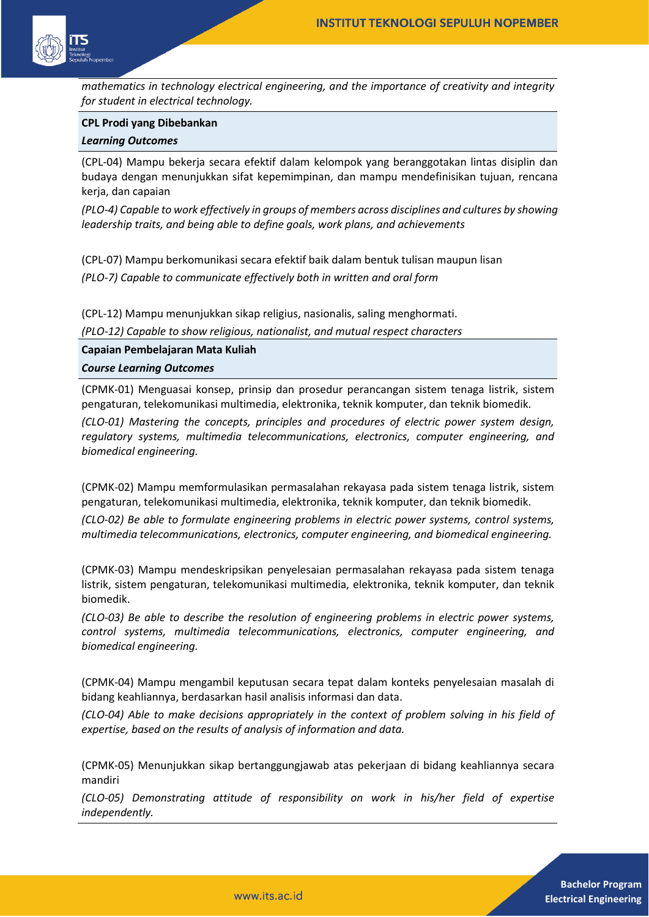*mathematics in technology electrical engineering, and the importance of creativity and integrity for student in electrical technology.*

**CPL Prodi yang Dibebankan**

***Learning Outcomes***

(CPL-04) Mampu bekerja secara efektif dalam kelompok yang beranggotakan lintas disiplin dan budaya dengan menunjukkan sifat kepemimpinan, dan mampu mendefinisikan tujuan, rencana kerja, dan capaian

*(PLO-4) Capable to work effectively in groups of members across disciplines and cultures by showing leadership traits, and being able to define goals, work plans, and achievements*

(CPL-07) Mampu berkomunikasi secara efektif baik dalam bentuk tulisan maupun lisan

*(PLO-7) Capable to communicate effectively both in written and oral form*

(CPL-12) Mampu menunjukkan sikap religius, nasionalis, saling menghormati.

*(PLO-12) Capable to show religious, nationalist, and mutual respect characters*

**Capaian Pembelajaran Mata Kuliah**

***Course Learning Outcomes***

(CPMK-01) Menguasai konsep, prinsip dan prosedur perancangan sistem tenaga listrik, sistem pengaturan, telekomunikasi multimedia, elektronika, teknik komputer, dan teknik biomedik.

*(CLO-01) Mastering the concepts, principles and procedures of electric power system design, regulatory systems, multimedia telecommunications, electronics, computer engineering, and biomedical engineering.*

(CPMK-02) Mampu memformulasikan permasalahan rekayasa pada sistem tenaga listrik, sistem pengaturan, telekomunikasi multimedia, elektronika, teknik komputer, dan teknik biomedik.

*(CLO-02) Be able to formulate engineering problems in electric power systems, control systems, multimedia telecommunications, electronics, computer engineering, and biomedical engineering.*

(CPMK-03) Mampu mendeskripsikan penyelesaian permasalahan rekayasa pada sistem tenaga listrik, sistem pengaturan, telekomunikasi multimedia, elektronika, teknik komputer, dan teknik biomedik.

*(CLO-03) Be able to describe the resolution of engineering problems in electric power systems, control systems, multimedia telecommunications, electronics, computer engineering, and biomedical engineering.*

(CPMK-04) Mampu mengambil keputusan secara tepat dalam konteks penyelesaian masalah di bidang keahliannya, berdasarkan hasil analisis informasi dan data.

*(CLO-04) Able to make decisions appropriately in the context of problem solving in his field of expertise, based on the results of analysis of information and data.*

(CPMK-05) Menunjukkan sikap bertanggungjawab atas pekerjaan di bidang keahliannya secara mandiri

*(CLO-05) Demonstrating attitude of responsibility on work in his/her field of expertise independently.*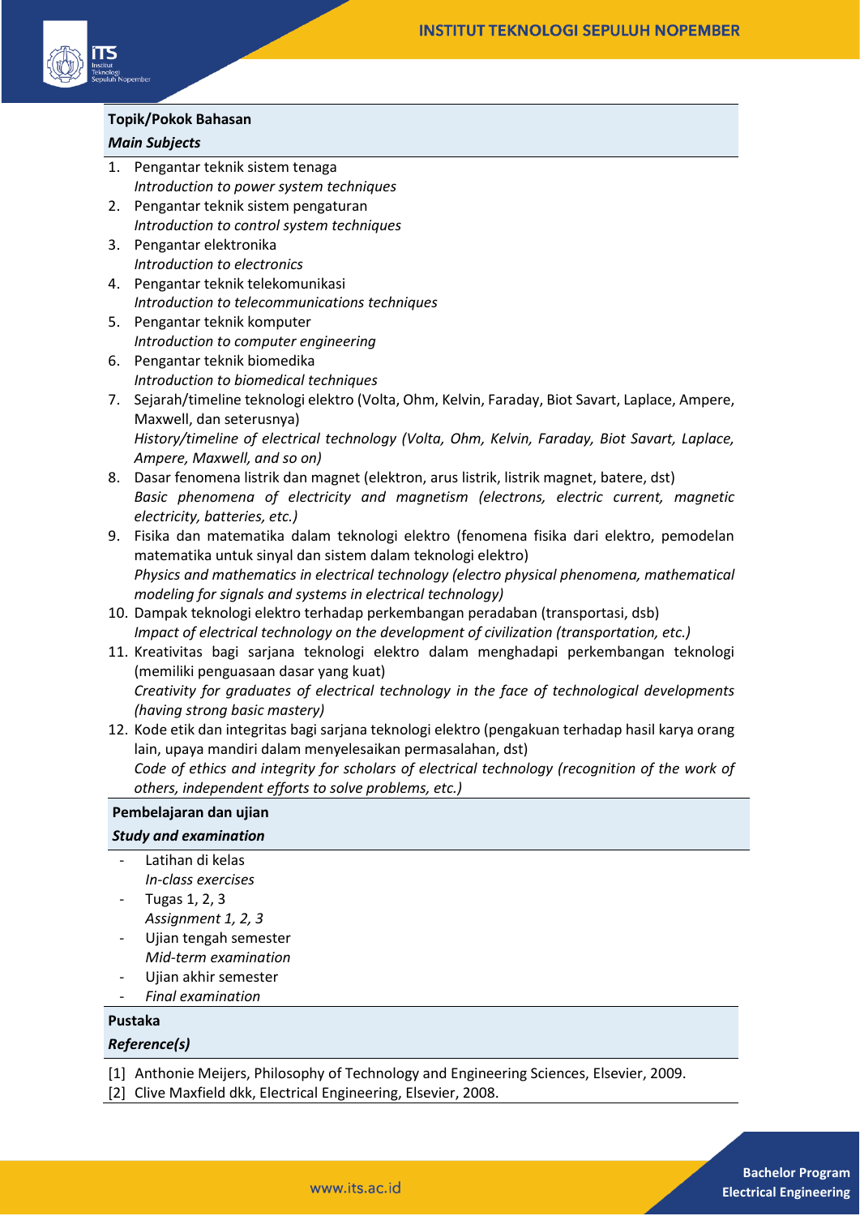**Topik/Pokok Bahasan**

***Main Subjects***

1. Pengantar teknik sistem tenaga
   *Introduction to power system techniques*
2. Pengantar teknik sistem pengaturan
   *Introduction to control system techniques*
3. Pengantar elektronika
   *Introduction to electronics*
4. Pengantar teknik telekomunikasi
   *Introduction to telecommunications techniques*
5. Pengantar teknik komputer
   *Introduction to computer engineering*
6. Pengantar teknik biomedika
   *Introduction to biomedical techniques*
7. Sejarah/timeline teknologi elektro (Volta, Ohm, Kelvin, Faraday, Biot Savart, Laplace, Ampere, Maxwell, dan seterusnya)
   *History/timeline of electrical technology (Volta, Ohm, Kelvin, Faraday, Biot Savart, Laplace, Ampere, Maxwell, and so on)*
8. Dasar fenomena listrik dan magnet (elektron, arus listrik, listrik magnet, batere, dst)
   *Basic phenomena of electricity and magnetism (electrons, electric current, magnetic electricity, batteries, etc.)*
9. Fisika dan matematika dalam teknologi elektro (fenomena fisika dari elektro, pemodelan matematika untuk sinyal dan sistem dalam teknologi elektro)
   *Physics and mathematics in electrical technology (electro physical phenomena, mathematical modeling for signals and systems in electrical technology)*
10. Dampak teknologi elektro terhadap perkembangan peradaban (transportasi, dsb)
    *Impact of electrical technology on the development of civilization (transportation, etc.)*
11. Kreativitas bagi sarjana teknologi elektro dalam menghadapi perkembangan teknologi (memiliki penguasaan dasar yang kuat)
    *Creativity for graduates of electrical technology in the face of technological developments (having strong basic mastery)*
12. Kode etik dan integritas bagi sarjana teknologi elektro (pengakuan terhadap hasil karya orang lain, upaya mandiri dalam menyelesaikan permasalahan, dst)
    *Code of ethics and integrity for scholars of electrical technology (recognition of the work of others, independent efforts to solve problems, etc.)*

**Pembelajaran dan ujian**

***Study and examination***

- Latihan di kelas
  *In-class exercises*
- Tugas 1, 2, 3
  *Assignment 1, 2, 3*
- Ujian tengah semester
  *Mid-term examination*
- Ujian akhir semester
- *Final examination*

**Pustaka**

***Reference(s)***

[1] Anthonie Meijers, Philosophy of Technology and Engineering Sciences, Elsevier, 2009.
[2] Clive Maxfield dkk, Electrical Engineering, Elsevier, 2008.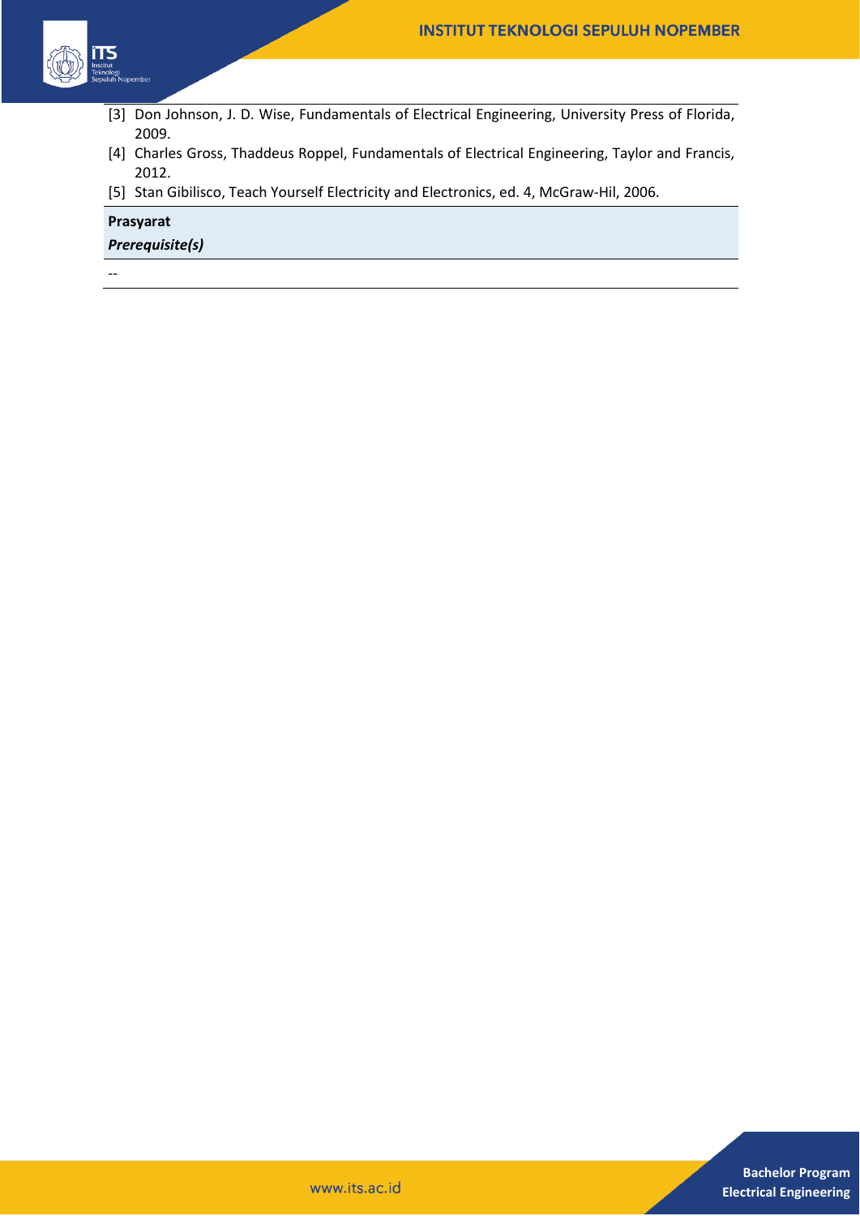[3] Don Johnson, J. D. Wise, Fundamentals of Electrical Engineering, University Press of Florida, 2009.

[4] Charles Gross, Thaddeus Roppel, Fundamentals of Electrical Engineering, Taylor and Francis, 2012.

[5] Stan Gibilisco, Teach Yourself Electricity and Electronics, ed. 4, McGraw-Hil, 2006.

**Prasyarat**

***Prerequisite(s)***

--